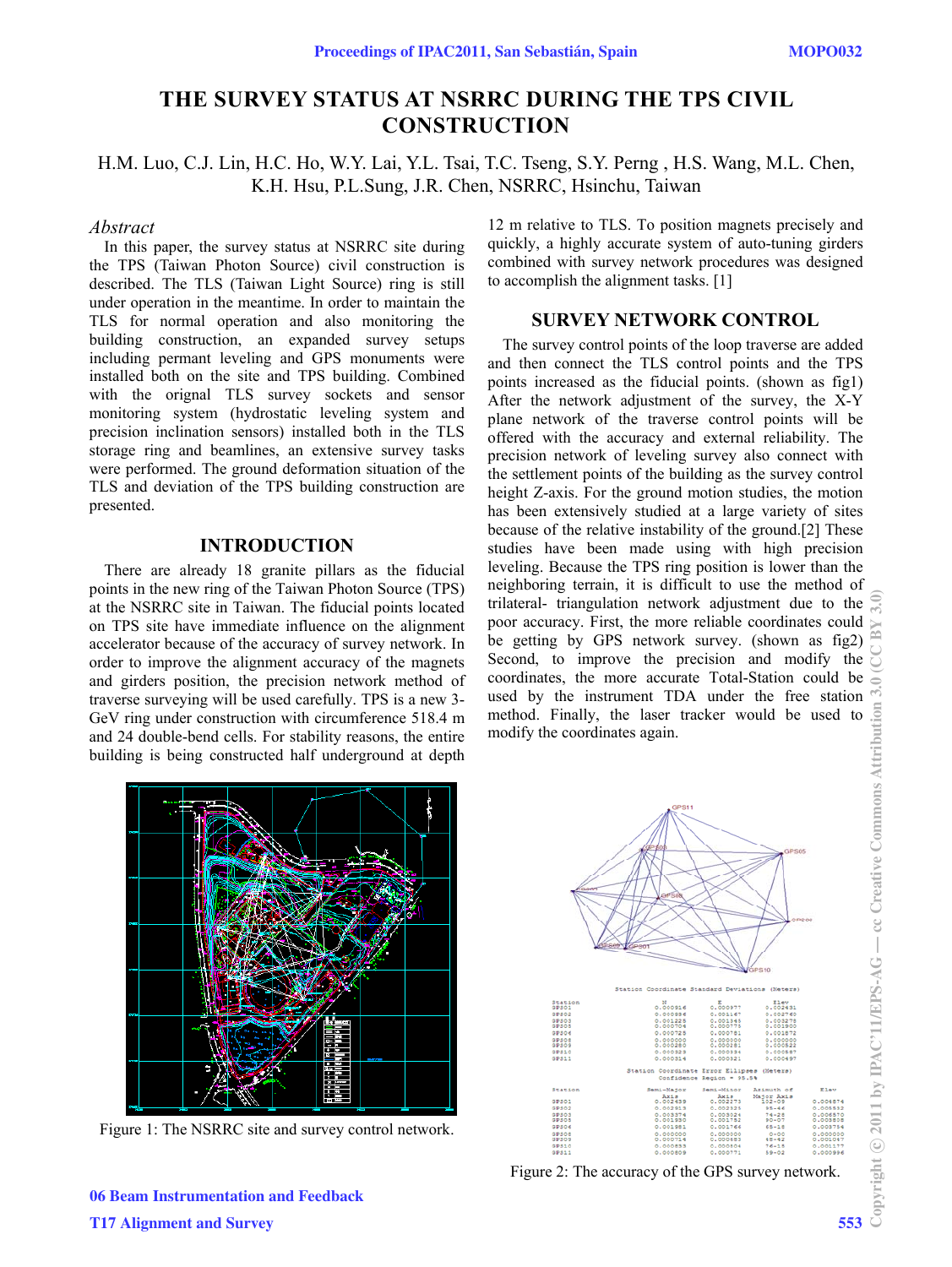# THE SURVEY STATUS AT NSRRC DURING THE TPS CIVIL CONSTRUCTION

H.M. Luo, C.J. Lin, H.C. Ho, W.Y. Lai, Y.L. Tsai, T.C. Tseng, S.Y. Perng , H.S. Wang, M.L. Chen, K.H. Hsu, P.L.Sung, J.R. Chen, NSRRC, Hsinchu, Taiwan

## *Abstract*

In this paper, the survey status at NSRRC site during the TPS (Taiwan Photon Source) civil construction is described. The TLS (Taiwan Light Source) ring is still under operation in the meantime. In order to maintain the TLS for normal operation and also monitoring the building construction, an expanded survey setups including permant leveling and GPS monuments were installed both on the site and TPS building. Combined with the orignal TLS survey sockets and sensor monitoring system (hydrostatic leveling system and precision inclination sensors) installed both in the TLS storage ring and beamlines, an extensive survey tasks were performed. The ground deformation situation of the TLS and deviation of the TPS building construction are presented.

## INTRODUCTION

There are already 18 granite pillars as the fiducial points in the new ring of the Taiwan Photon Source (TPS) at the NSRRC site in Taiwan. The fiducial points located on TPS site have immediate influence on the alignment accelerator because of the accuracy of survey network. In order to improve the alignment accuracy of the magnets and girders position, the precision network method of traverse surveying will be used carefully. TPS is a new 3-GeV ring under construction with circumference 518.4 m and 24 double-bend cells. For stability reasons, the entire building is being constructed half underground at depth 12 m relative to TLS. To position magnets precisely and quickly, a highly accurate system of auto-tuning girders combined with survey network procedures was designed to accomplish the alignment tasks. [1]

## SURVEY NETWORK CONTROL

The survey control points of the loop traverse are added and then connect the TLS control points and the TPS points increased as the fiducial points. (shown as fig1) After the network adjustment of the survey, the X-Y plane network of the traverse control points will be offered with the accuracy and external reliability. The precision network of leveling survey also connect with the settlement points of the building as the survey control height Z-axis. For the ground motion studies, the motion has been extensively studied at a large variety of sites because of the relative instability of the ground.[2] These studies have been made using with high precision leveling. Because the TPS ring position is lower than the neighboring terrain, it is difficult to use the method of trilateral- triangulation network adjustment due to the poor accuracy. First, the more reliable coordinates could be getting by GPS network survey. (shown as fig2) Second, to improve the precision and modify the coordinates, the more accurate Total-Station could be used by the instrument TDA under the free station method. Finally, the laser tracker would be used to modify the coordinates again.

Figure 1: The NSRRC site and survey control network.

Figure 2: The accuracy of the GPS survey network.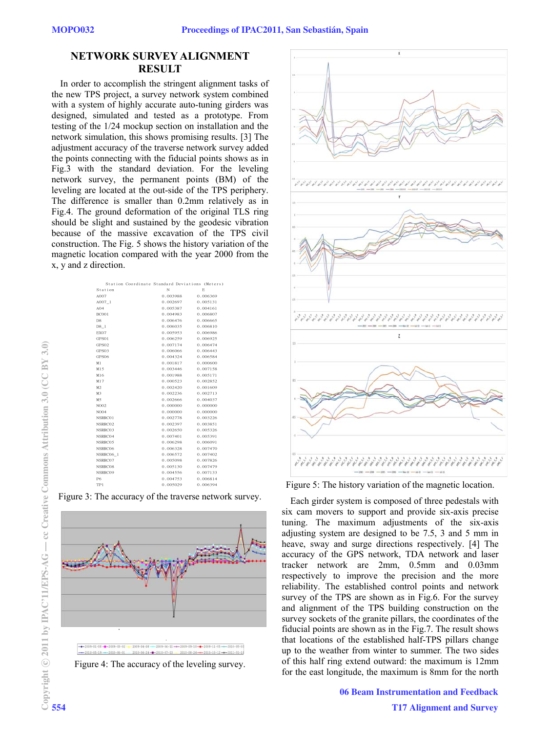## NETWORK SURVEY ALIGNMENT RESULT

In order to accomplish the stringent alignment tasks of the new TPS project, a survey network system combined with a system of highly accurate auto-tuning girders was designed, simulated and tested as a prototype. From testing of the 1/24 mockup section on installation and the network simulation, this shows promising results. [3] The adjustment accuracy of the traverse network survey added the points connecting with the fiducial points shows as in Fig.3 with the standard deviation. For the leveling network survey, the permanent points (BM) of the leveling are located at the out-side of the TPS periphery. The difference is smaller than 0.2mm relatively as in Fig.4. The ground deformation of the original TLS ring should be slight and sustained by the geodesic vibration because of the massive excavation of the TPS civil construction. The Fig. 5 shows the history variation of the magnetic location compared with the year 2000 from the x, y and z direction.

Station Coordinate Standard Deviations (Meters)

| Station | N | E |
|---|---|---|
| A007 | 0.003988 | 0.006369 |
| A007_1 | 0.002697 | 0.005131 |
| A04 | 0.005387 | 0.004161 |
| BC001 | 0.004983 | 0.006807 |
| D8 | 0.006476 | 0.006665 |
| D8_1 | 0.006035 | 0.006810 |
| EX07 | 0.005953 | 0.006986 |
| GPS01 | 0.006259 | 0.006925 |
| GPS02 | 0.007174 | 0.006474 |
| GPS03 | 0.006066 | 0.006443 |
| GPS06 | 0.004324 | 0.006584 |
| M1 | 0.001817 | 0.000600 |
| M15 | 0.003446 | 0.007158 |
| M16 | 0.001988 | 0.005171 |
| M17 | 0.000523 | 0.002852 |
| M2 | 0.002420 | 0.001609 |
| M3 | 0.002236 | 0.002713 |
| M5 | 0.002666 | 0.004037 |
| N002 | 0.000000 | 0.000000 |
| N004 | 0.000000 | 0.000000 |
| NSRRC01 | 0.002778 | 0.003226 |
| NSRRC02 | 0.002397 | 0.003851 |
| NSRRC03 | 0.002650 | 0.005326 |
| NSRRC04 | 0.007401 | 0.005391 |
| NSRRC05 | 0.006298 | 0.006091 |
| NSRRC06 | 0.006328 | 0.007470 |
| NSRRC06_1 | 0.006572 | 0.007402 |
| NSRRC07 | 0.005098 | 0.007826 |
| NSRRC08 | 0.005130 | 0.007479 |
| NSRRC09 | 0.004556 | 0.007133 |
| P6 | 0.004753 | 0.006814 |
| TP1 | 0.005029 | 0.006394 |

Figure 3: The accuracy of the traverse network survey.

Figure 4: The accuracy of the leveling survey.

Figure 5: The history variation of the magnetic location.

Each girder system is composed of three pedestals with six cam movers to support and provide six-axis precise tuning. The maximum adjustments of the six-axis adjusting system are designed to be 7.5, 3 and 5 mm in heave, sway and surge directions respectively. [4] The accuracy of the GPS network, TDA network and laser tracker network are 2mm, 0.5mm and 0.03mm respectively to improve the precision and the more reliability. The established control points and network survey of the TPS are shown as in Fig.6. For the survey and alignment of the TPS building construction on the survey sockets of the granite pillars, the coordinates of the fiducial points are shown as in the Fig.7. The result shows that locations of the established half-TPS pillars change up to the weather from winter to summer. The two sides of this half ring extend outward: the maximum is 12mm for the east longitude, the maximum is 8mm for the north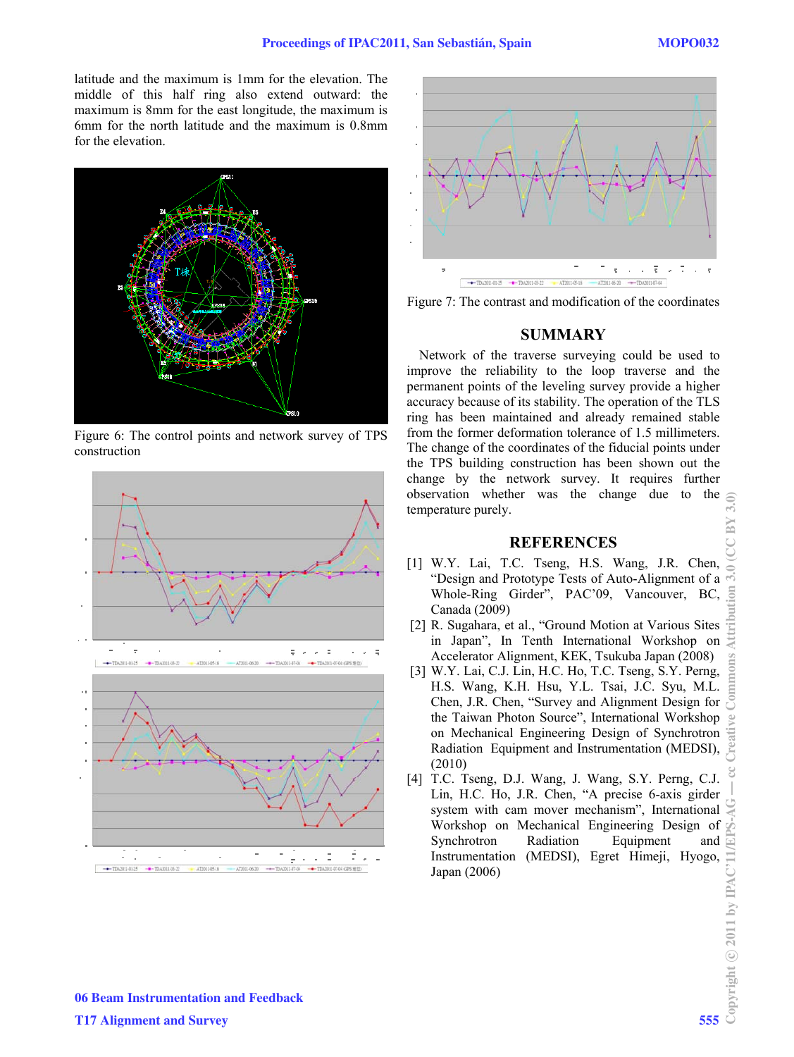latitude and the maximum is 1mm for the elevation. The middle of this half ring also extend outward: the maximum is 8mm for the east longitude, the maximum is 6mm for the north latitude and the maximum is 0.8mm for the elevation.

Figure 6: The control points and network survey of TPS construction

Figure 7: The contrast and modification of the coordinates

## SUMMARY

Network of the traverse surveying could be used to improve the reliability to the loop traverse and the permanent points of the leveling survey provide a higher accuracy because of its stability. The operation of the TLS ring has been maintained and already remained stable from the former deformation tolerance of 1.5 millimeters. The change of the coordinates of the fiducial points under the TPS building construction has been shown out the change by the network survey. It requires further observation whether was the change due to the temperature purely.

## REFERENCES

[1] W.Y. Lai, T.C. Tseng, H.S. Wang, J.R. Chen, "Design and Prototype Tests of Auto-Alignment of a Whole-Ring Girder", PAC'09, Vancouver, BC, Canada (2009)

[2] R. Sugahara, et al., "Ground Motion at Various Sites in Japan", In Tenth International Workshop on Accelerator Alignment, KEK, Tsukuba Japan (2008)

[3] W.Y. Lai, C.J. Lin, H.C. Ho, T.C. Tseng, S.Y. Perng, H.S. Wang, K.H. Hsu, Y.L. Tsai, J.C. Syu, M.L. Chen, J.R. Chen, "Survey and Alignment Design for the Taiwan Photon Source", International Workshop on Mechanical Engineering Design of Synchrotron Radiation Equipment and Instrumentation (MEDSI), (2010)

[4] T.C. Tseng, D.J. Wang, J. Wang, S.Y. Perng, C.J. Lin, H.C. Ho, J.R. Chen, "A precise 6-axis girder system with cam mover mechanism", International Workshop on Mechanical Engineering Design of Synchrotron Radiation Equipment and Instrumentation (MEDSI), Egret Himeji, Hyogo, Japan (2006)